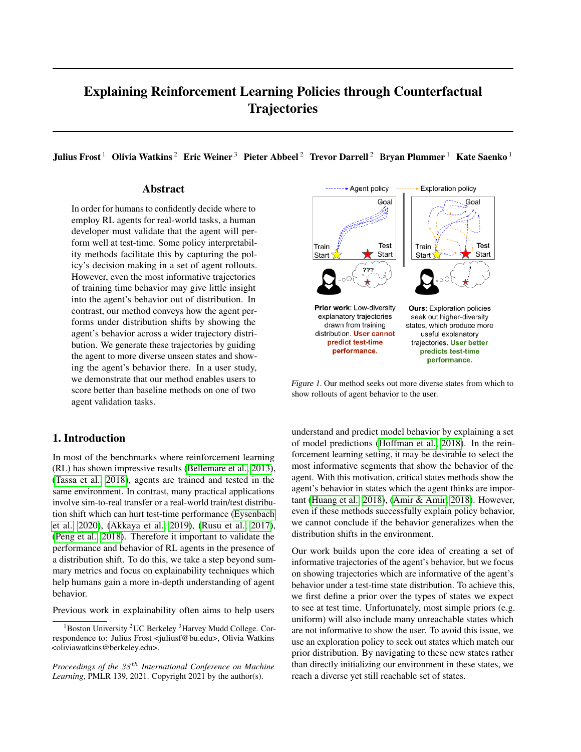# Explaining Reinforcement Learning Policies through Counterfactual Trajectories

**Julius Frost** [1] **Olivia Watkins** [2] **Eric Weiner** [3] **Pieter Abbeel** [2] **Trevor Darrell** [2] **Bryan Plummer** [1] **Kate Saenko** [1]

## Abstract

In order for humans to confidently decide where to employ RL agents for real-world tasks, a human developer must validate that the agent will perform well at test-time. Some policy interpretability methods facilitate this by capturing the policy's decision making in a set of agent rollouts. However, even the most informative trajectories of training time behavior may give little insight into the agent's behavior out of distribution. In contrast, our method conveys how the agent performs under distribution shifts by showing the agent's behavior across a wider trajectory distribution. We generate these trajectories by guiding the agent to more diverse unseen states and showing the agent's behavior there. In a user study, we demonstrate that our method enables users to score better than baseline methods on one of two agent validation tasks.

*Figure 1.* Our method seeks out more diverse states from which to show rollouts of agent behavior to the user.

## 1. Introduction

In most of the benchmarks where reinforcement learning (RL) has shown impressive results (Bellemare et al., 2013), (Tassa et al., 2018), agents are trained and tested in the same environment. In contrast, many practical applications involve sim-to-real transfer or a real-world train/test distribution shift which can hurt test-time performance (Eysenbach et al., 2020), (Akkaya et al., 2019), (Rusu et al., 2017), (Peng et al., 2018). Therefore it important to validate the performance and behavior of RL agents in the presence of a distribution shift. To do this, we take a step beyond summary metrics and focus on explainability techniques which help humans gain a more in-depth understanding of agent behavior.

Previous work in explainability often aims to help users understand and predict model behavior by explaining a set of model predictions (Hoffman et al., 2018). In the reinforcement learning setting, it may be desirable to select the most informative segments that show the behavior of the agent. With this motivation, critical states methods show the agent's behavior in states which the agent thinks are important (Huang et al., 2018), (Amir & Amir, 2018). However, even if these methods successfully explain policy behavior, we cannot conclude if the behavior generalizes when the distribution shifts in the environment.

Our work builds upon the core idea of creating a set of informative trajectories of the agent's behavior, but we focus on showing trajectories which are informative of the agent's behavior under a test-time state distribution. To achieve this, we first define a prior over the types of states we expect to see at test time. Unfortunately, most simple priors (e.g. uniform) will also include many unreachable states which are not informative to show the user. To avoid this issue, we use an exploration policy to seek out states which match our prior distribution. By navigating to these new states rather than directly initializing our environment in these states, we reach a diverse yet still reachable set of states.

---

[1]Boston University [2]UC Berkeley [3]Harvey Mudd College. Correspondence to: Julius Frost <juliusf@bu.edu>, Olivia Watkins <oliviawatkins@berkeley.edu>.

*Proceedings of the 38$^{th}$ International Conference on Machine Learning*, PMLR 139, 2021. Copyright 2021 by the author(s).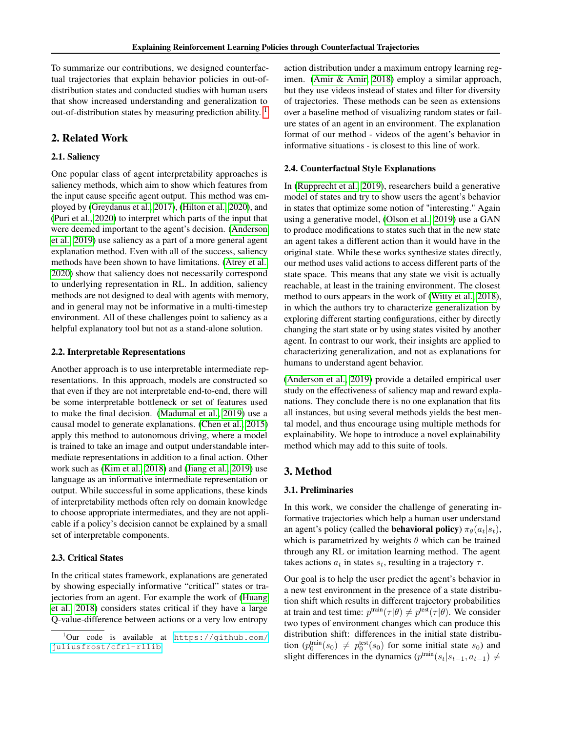To summarize our contributions, we designed counterfactual trajectories that explain behavior policies in out-of-distribution states and conducted studies with human users that show increased understanding and generalization to out-of-distribution states by measuring prediction ability. [1]

## 2. Related Work

### 2.1. Saliency

One popular class of agent interpretability approaches is saliency methods, which aim to show which features from the input cause specific agent output. This method was employed by (Greydanus et al., 2017), (Hilton et al., 2020), and (Puri et al., 2020) to interpret which parts of the input that were deemed important to the agent's decision. (Anderson et al., 2019) use saliency as a part of a more general agent explanation method. Even with all of the success, saliency methods have been shown to have limitations. (Atrey et al., 2020) show that saliency does not necessarily correspond to underlying representation in RL. In addition, saliency methods are not designed to deal with agents with memory, and in general may not be informative in a multi-timestep environment. All of these challenges point to saliency as a helpful explanatory tool but not as a stand-alone solution.

### 2.2. Interpretable Representations

Another approach is to use interpretable intermediate representations. In this approach, models are constructed so that even if they are not interpretable end-to-end, there will be some interpretable bottleneck or set of features used to make the final decision. (Madumal et al., 2019) use a causal model to generate explanations. (Chen et al., 2015) apply this method to autonomous driving, where a model is trained to take an image and output understandable intermediate representations in addition to a final action. Other work such as (Kim et al., 2018) and (Jiang et al., 2019) use language as an informative intermediate representation or output. While successful in some applications, these kinds of interpretability methods often rely on domain knowledge to choose appropriate intermediates, and they are not applicable if a policy's decision cannot be explained by a small set of interpretable components.

### 2.3. Critical States

In the critical states framework, explanations are generated by showing especially informative "critical" states or trajectories from an agent. For example the work of (Huang et al., 2018) considers states critical if they have a large Q-value-difference between actions or a very low entropy action distribution under a maximum entropy learning regimen. (Amir & Amir, 2018) employ a similar approach, but they use videos instead of states and filter for diversity of trajectories. These methods can be seen as extensions over a baseline method of visualizing random states or failure states of an agent in an environment. The explanation format of our method - videos of the agent's behavior in informative situations - is closest to this line of work.

### 2.4. Counterfactual Style Explanations

In (Rupprecht et al., 2019), researchers build a generative model of states and try to show users the agent's behavior in states that optimize some notion of "interesting." Again using a generative model, (Olson et al., 2019) use a GAN to produce modifications to states such that in the new state an agent takes a different action than it would have in the original state. While these works synthesize states directly, our method uses valid actions to access different parts of the state space. This means that any state we visit is actually reachable, at least in the training environment. The closest method to ours appears in the work of (Witty et al., 2018), in which the authors try to characterize generalization by exploring different starting configurations, either by directly changing the start state or by using states visited by another agent. In contrast to our work, their insights are applied to characterizing generalization, and not as explanations for humans to understand agent behavior.

(Anderson et al., 2019) provide a detailed empirical user study on the effectiveness of saliency map and reward explanations. They conclude there is no one explanation that fits all instances, but using several methods yields the best mental model, and thus encourage using multiple methods for explainability. We hope to introduce a novel explainability method which may add to this suite of tools.

## 3. Method

### 3.1. Preliminaries

In this work, we consider the challenge of generating informative trajectories which help a human user understand an agent's policy (called the **behavioral policy**) $\pi_\theta(a_t|s_t)$, which is parametrized by weights $\theta$ which can be trained through any RL or imitation learning method. The agent takes actions $a_t$ in states $s_t$, resulting in a trajectory $\tau$.

Our goal is to help the user predict the agent's behavior in a new test environment in the presence of a state distribution shift which results in different trajectory probabilities at train and test time: $p^{\text{train}}(\tau|\theta) \neq p^{\text{test}}(\tau|\theta)$. We consider two types of environment changes which can produce this distribution shift: differences in the initial state distribution ($p_0^{\text{train}}(s_0) \neq p_0^{\text{test}}(s_0)$ for some initial state $s_0$) and slight differences in the dynamics ($p^{\text{train}}(s_t|s_{t-1}, a_{t-1}) \neq$

[1] Our code is available at https://github.com/juliusfrost/cfrl-rllib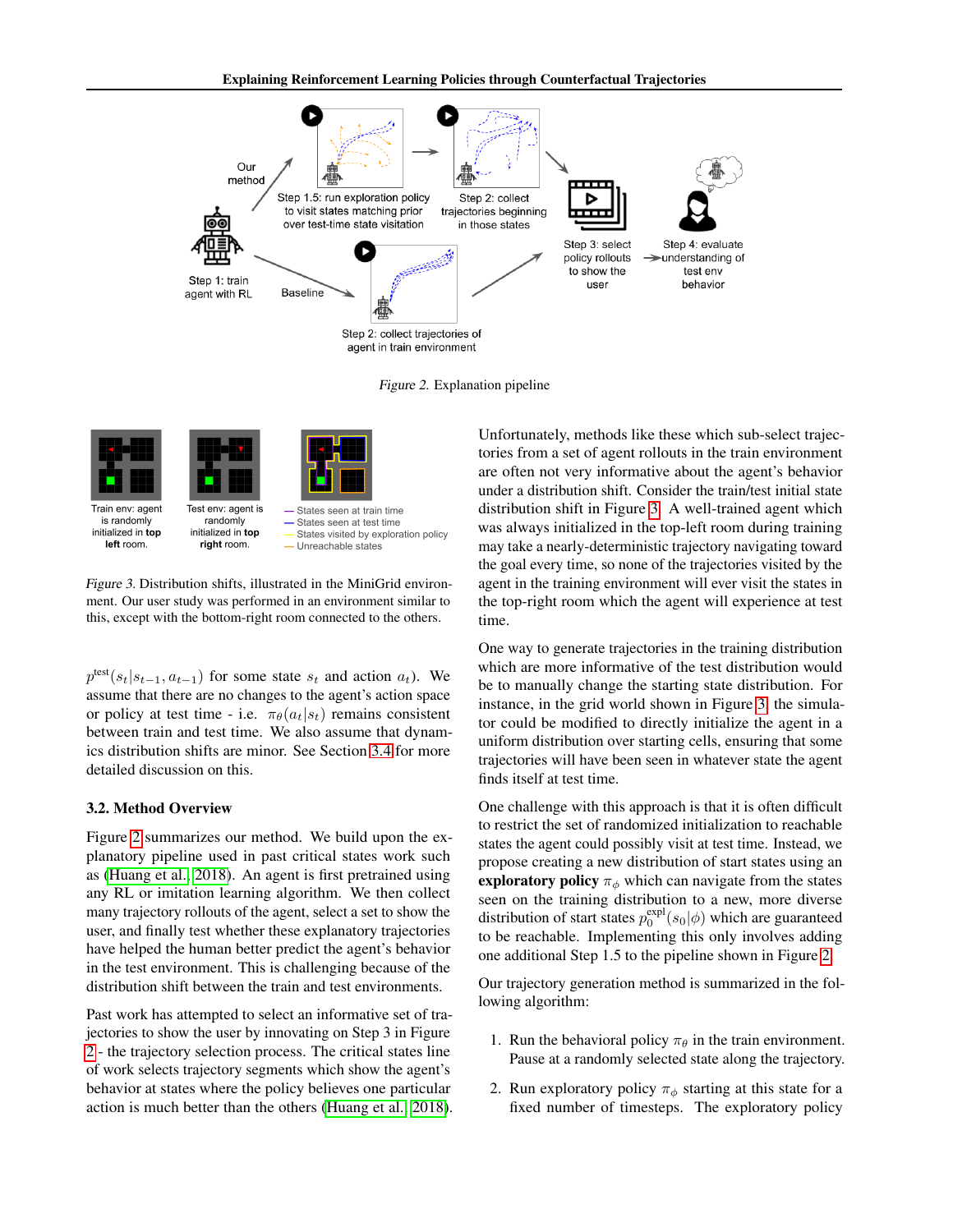Our method

Step 1.5: run exploration policy to visit states matching prior over test-time state visitation

Step 2: collect trajectories beginning in those states

Step 1: train agent with RL

Baseline

Step 2: collect trajectories of agent in train environment

Step 3: select policy rollouts to show the user

Step 4: evaluate understanding of test env behavior

*Figure 2.* Explanation pipeline

Train env: agent is randomly initialized in **top left** room.

Test env: agent is randomly initialized in **top right** room.

— States seen at train time
— States seen at test time
— States visited by exploration policy
— Unreachable states

*Figure 3.* Distribution shifts, illustrated in the MiniGrid environment. Our user study was performed in an environment similar to this, except with the bottom-right room connected to the others.

$p^{\text{test}}(s_t|s_{t-1}, a_{t-1})$ for some state $s_t$ and action $a_t$). We assume that there are no changes to the agent's action space or policy at test time - i.e. $\pi_\theta(a_t|s_t)$ remains consistent between train and test time. We also assume that dynamics distribution shifts are minor. See Section 3.4 for more detailed discussion on this.

### 3.2. Method Overview

Figure 2 summarizes our method. We build upon the explanatory pipeline used in past critical states work such as (Huang et al., 2018). An agent is first pretrained using any RL or imitation learning algorithm. We then collect many trajectory rollouts of the agent, select a set to show the user, and finally test whether these explanatory trajectories have helped the human better predict the agent's behavior in the test environment. This is challenging because of the distribution shift between the train and test environments.

Past work has attempted to select an informative set of trajectories to show the user by innovating on Step 3 in Figure 2 - the trajectory selection process. The critical states line of work selects trajectory segments which show the agent's behavior at states where the policy believes one particular action is much better than the others (Huang et al., 2018). Unfortunately, methods like these which sub-select trajectories from a set of agent rollouts in the train environment are often not very informative about the agent's behavior under a distribution shift. Consider the train/test initial state distribution shift in Figure 3. A well-trained agent which was always initialized in the top-left room during training may take a nearly-deterministic trajectory navigating toward the goal every time, so none of the trajectories visited by the agent in the training environment will ever visit the states in the top-right room which the agent will experience at test time.

One way to generate trajectories in the training distribution which are more informative of the test distribution would be to manually change the starting state distribution. For instance, in the grid world shown in Figure 3, the simulator could be modified to directly initialize the agent in a uniform distribution over starting cells, ensuring that some trajectories will have been seen in whatever state the agent finds itself at test time.

One challenge with this approach is that it is often difficult to restrict the set of randomized initialization to reachable states the agent could possibly visit at test time. Instead, we propose creating a new distribution of start states using an **exploratory policy** $\pi_\phi$ which can navigate from the states seen on the training distribution to a new, more diverse distribution of start states $p_0^{\text{expl}}(s_0|\phi)$ which are guaranteed to be reachable. Implementing this only involves adding one additional Step 1.5 to the pipeline shown in Figure 2.

Our trajectory generation method is summarized in the following algorithm:

1. Run the behavioral policy $\pi_\theta$ in the train environment. Pause at a randomly selected state along the trajectory.
2. Run exploratory policy $\pi_\phi$ starting at this state for a fixed number of timesteps. The exploratory policy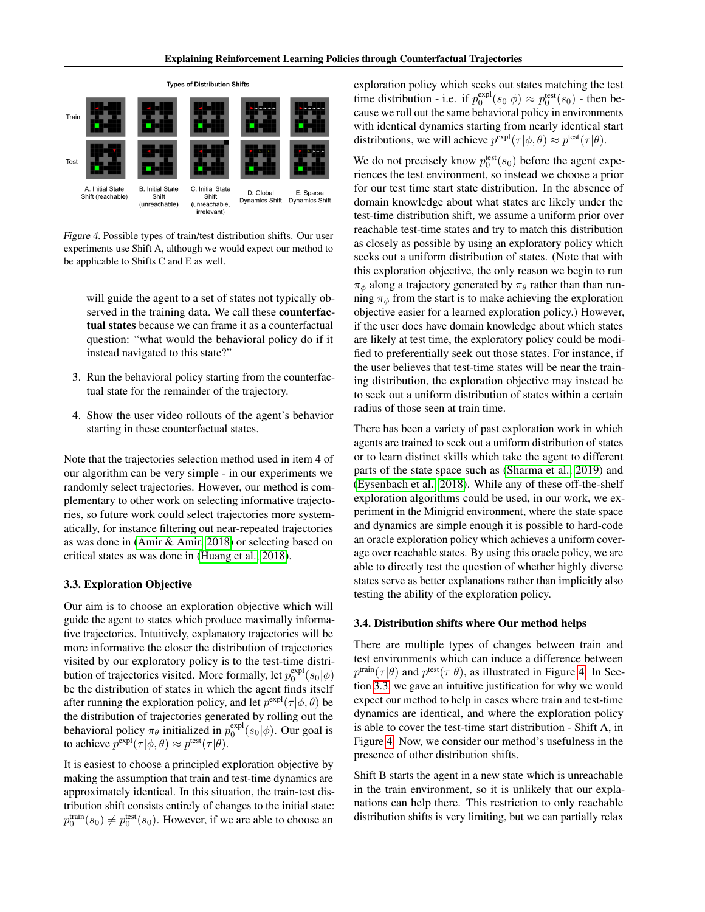Types of Distribution Shifts

Train

Test

A: Initial State Shift (reachable) B: Initial State Shift (unreachable) C: Initial State Shift (unreachable, irrelevant) D: Global Dynamics Shift E: Sparse Dynamics Shift

*Figure 4.* Possible types of train/test distribution shifts. Our user experiments use Shift A, although we would expect our method to be applicable to Shifts C and E as well.

will guide the agent to a set of states not typically observed in the training data. We call these **counterfactual states** because we can frame it as a counterfactual question: "what would the behavioral policy do if it instead navigated to this state?"

3. Run the behavioral policy starting from the counterfactual state for the remainder of the trajectory.

4. Show the user video rollouts of the agent's behavior starting in these counterfactual states.

Note that the trajectories selection method used in item 4 of our algorithm can be very simple - in our experiments we randomly select trajectories. However, our method is complementary to other work on selecting informative trajectories, so future work could select trajectories more systematically, for instance filtering out near-repeated trajectories as was done in (Amir & Amir, 2018) or selecting based on critical states as was done in (Huang et al., 2018).

### 3.3. Exploration Objective

Our aim is to choose an exploration objective which will guide the agent to states which produce maximally informative trajectories. Intuitively, explanatory trajectories will be more informative the closer the distribution of trajectories visited by our exploratory policy is to the test-time distribution of trajectories visited. More formally, let $p_0^{\text{expl}}(s_0|\phi)$ be the distribution of states in which the agent finds itself after running the exploration policy, and let $p^{\text{expl}}(\tau|\phi, \theta)$ be the distribution of trajectories generated by rolling out the behavioral policy $\pi_\theta$ initialized in $p_0^{\text{expl}}(s_0|\phi)$. Our goal is to achieve $p^{\text{expl}}(\tau|\phi, \theta) \approx p^{\text{test}}(\tau|\theta)$.

It is easiest to choose a principled exploration objective by making the assumption that train and test-time dynamics are approximately identical. In this situation, the train-test distribution shift consists entirely of changes to the initial state: $p_0^{\text{train}}(s_0) \neq p_0^{\text{test}}(s_0)$. However, if we are able to choose an exploration policy which seeks out states matching the test time distribution - i.e. if $p_0^{\text{expl}}(s_0|\phi) \approx p_0^{\text{test}}(s_0)$ - then because we roll out the same behavioral policy in environments with identical dynamics starting from nearly identical start distributions, we will achieve $p^{\text{expl}}(\tau|\phi, \theta) \approx p^{\text{test}}(\tau|\theta)$.

We do not precisely know $p_0^{\text{test}}(s_0)$ before the agent experiences the test environment, so instead we choose a prior for our test time start state distribution. In the absence of domain knowledge about what states are likely under the test-time distribution shift, we assume a uniform prior over reachable test-time states and try to match this distribution as closely as possible by using an exploratory policy which seeks out a uniform distribution of states. (Note that with this exploration objective, the only reason we begin to run $\pi_\phi$ along a trajectory generated by $\pi_\theta$ rather than running $\pi_\phi$ from the start is to make achieving the exploration objective easier for a learned exploration policy.) However, if the user does have domain knowledge about which states are likely at test time, the exploratory policy could be modified to preferentially seek out those states. For instance, if the user believes that test-time states will be near the training distribution, the exploration objective may instead be to seek out a uniform distribution of states within a certain radius of those seen at train time.

There has been a variety of past exploration work in which agents are trained to seek out a uniform distribution of states or to learn distinct skills which take the agent to different parts of the state space such as (Sharma et al., 2019) and (Eysenbach et al., 2018). While any of these off-the-shelf exploration algorithms could be used, in our work, we experiment in the Minigrid environment, where the state space and dynamics are simple enough it is possible to hard-code an oracle exploration policy which achieves a uniform coverage over reachable states. By using this oracle policy, we are able to directly test the question of whether highly diverse states serve as better explanations rather than implicitly also testing the ability of the exploration policy.

### 3.4. Distribution shifts where Our method helps

There are multiple types of changes between train and test environments which can induce a difference between $p^{\text{train}}(\tau|\theta)$ and $p^{\text{test}}(\tau|\theta)$, as illustrated in Figure 4. In Section 3.3, we gave an intuitive justification for why we would expect our method to help in cases where train and test-time dynamics are identical, and where the exploration policy is able to cover the test-time start distribution - Shift A, in Figure 4. Now, we consider our method's usefulness in the presence of other distribution shifts.

Shift B starts the agent in a new state which is unreachable in the train environment, so it is unlikely that our explanations can help there. This restriction to only reachable distribution shifts is very limiting, but we can partially relax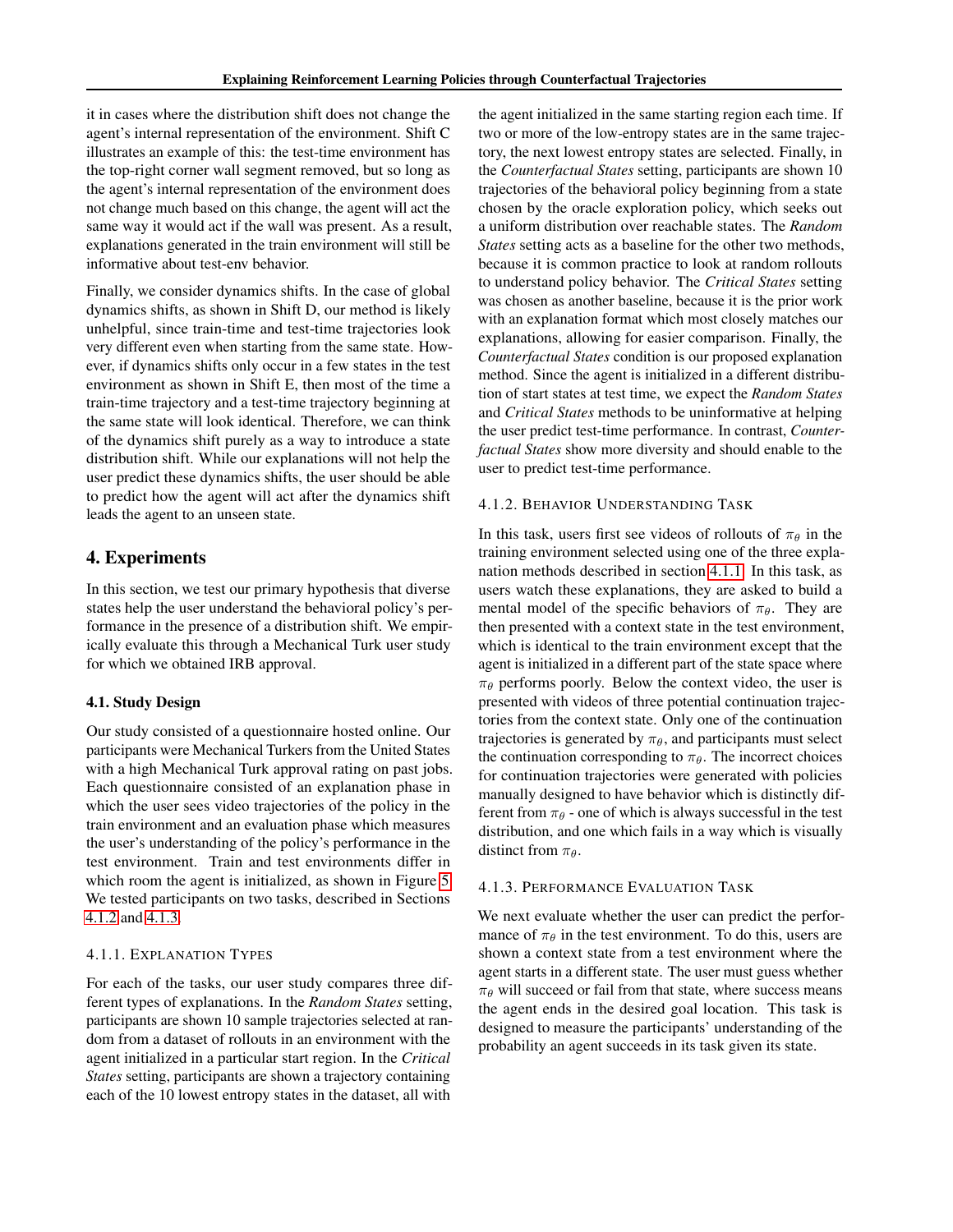it in cases where the distribution shift does not change the agent's internal representation of the environment. Shift C illustrates an example of this: the test-time environment has the top-right corner wall segment removed, but so long as the agent's internal representation of the environment does not change much based on this change, the agent will act the same way it would act if the wall was present. As a result, explanations generated in the train environment will still be informative about test-env behavior.

Finally, we consider dynamics shifts. In the case of global dynamics shifts, as shown in Shift D, our method is likely unhelpful, since train-time and test-time trajectories look very different even when starting from the same state. However, if dynamics shifts only occur in a few states in the test environment as shown in Shift E, then most of the time a train-time trajectory and a test-time trajectory beginning at the same state will look identical. Therefore, we can think of the dynamics shift purely as a way to introduce a state distribution shift. While our explanations will not help the user predict these dynamics shifts, the user should be able to predict how the agent will act after the dynamics shift leads the agent to an unseen state.

## 4. Experiments

In this section, we test our primary hypothesis that diverse states help the user understand the behavioral policy's performance in the presence of a distribution shift. We empirically evaluate this through a Mechanical Turk user study for which we obtained IRB approval.

### 4.1. Study Design

Our study consisted of a questionnaire hosted online. Our participants were Mechanical Turkers from the United States with a high Mechanical Turk approval rating on past jobs. Each questionnaire consisted of an explanation phase in which the user sees video trajectories of the policy in the train environment and an evaluation phase which measures the user's understanding of the policy's performance in the test environment. Train and test environments differ in which room the agent is initialized, as shown in Figure 5. We tested participants on two tasks, described in Sections 4.1.2 and 4.1.3.

#### 4.1.1. Explanation Types

For each of the tasks, our user study compares three different types of explanations. In the *Random States* setting, participants are shown 10 sample trajectories selected at random from a dataset of rollouts in an environment with the agent initialized in a particular start region. In the *Critical States* setting, participants are shown a trajectory containing each of the 10 lowest entropy states in the dataset, all with the agent initialized in the same starting region each time. If two or more of the low-entropy states are in the same trajectory, the next lowest entropy states are selected. Finally, in the *Counterfactual States* setting, participants are shown 10 trajectories of the behavioral policy beginning from a state chosen by the oracle exploration policy, which seeks out a uniform distribution over reachable states. The *Random States* setting acts as a baseline for the other two methods, because it is common practice to look at random rollouts to understand policy behavior. The *Critical States* setting was chosen as another baseline, because it is the prior work with an explanation format which most closely matches our explanations, allowing for easier comparison. Finally, the *Counterfactual States* condition is our proposed explanation method. Since the agent is initialized in a different distribution of start states at test time, we expect the *Random States* and *Critical States* methods to be uninformative at helping the user predict test-time performance. In contrast, *Counterfactual States* show more diversity and should enable to the user to predict test-time performance.

#### 4.1.2. Behavior Understanding Task

In this task, users first see videos of rollouts of $\pi_\theta$ in the training environment selected using one of the three explanation methods described in section 4.1.1. In this task, as users watch these explanations, they are asked to build a mental model of the specific behaviors of $\pi_\theta$. They are then presented with a context state in the test environment, which is identical to the train environment except that the agent is initialized in a different part of the state space where $\pi_\theta$ performs poorly. Below the context video, the user is presented with videos of three potential continuation trajectories from the context state. Only one of the continuation trajectories is generated by $\pi_\theta$, and participants must select the continuation corresponding to $\pi_\theta$. The incorrect choices for continuation trajectories were generated with policies manually designed to have behavior which is distinctly different from $\pi_\theta$ - one of which is always successful in the test distribution, and one which fails in a way which is visually distinct from $\pi_\theta$.

#### 4.1.3. Performance Evaluation Task

We next evaluate whether the user can predict the performance of $\pi_\theta$ in the test environment. To do this, users are shown a context state from a test environment where the agent starts in a different state. The user must guess whether $\pi_\theta$ will succeed or fail from that state, where success means the agent ends in the desired goal location. This task is designed to measure the participants' understanding of the probability an agent succeeds in its task given its state.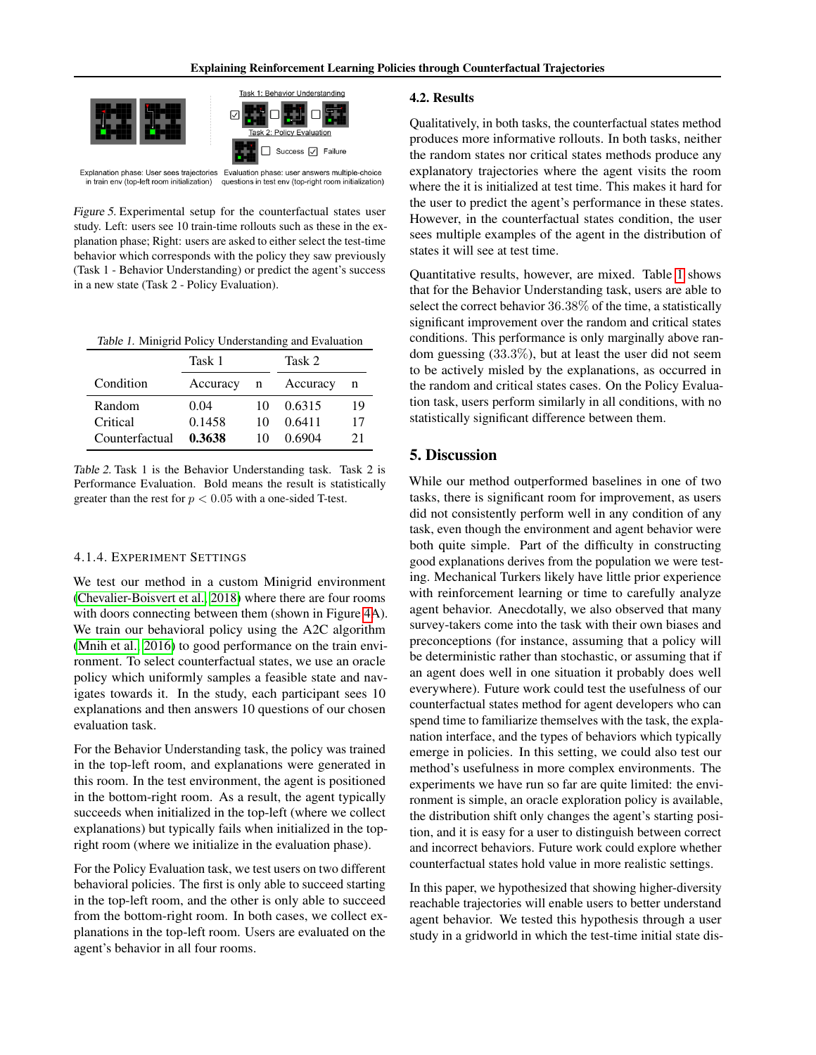Explanation phase: User sees trajectories in train env (top-left room initialization)

Task 1: Behavior Understanding

Task 2: Policy Evaluation

Success Failure

Evaluation phase: user answers multiple-choice questions in test env (top-right room initialization)

*Figure 5.* Experimental setup for the counterfactual states user study. Left: users see 10 train-time rollouts such as these in the explanation phase; Right: users are asked to either select the test-time behavior which corresponds with the policy they saw previously (Task 1 - Behavior Understanding) or predict the agent's success in a new state (Task 2 - Policy Evaluation).

*Table 1.* Minigrid Policy Understanding and Evaluation

| | Task 1 | | Task 2 | |
|---|---|---|---|---|
| Condition | Accuracy | n | Accuracy | n |
| Random | 0.04 | 10 | 0.6315 | 19 |
| Critical | 0.1458 | 10 | 0.6411 | 17 |
| Counterfactual | **0.3638** | 10 | 0.6904 | 21 |

*Table 2.* Task 1 is the Behavior Understanding task. Task 2 is Performance Evaluation. Bold means the result is statistically greater than the rest for $p < 0.05$ with a one-sided T-test.

#### 4.1.4. Experiment Settings

We test our method in a custom Minigrid environment (Chevalier-Boisvert et al., 2018) where there are four rooms with doors connecting between them (shown in Figure 4A). We train our behavioral policy using the A2C algorithm (Mnih et al., 2016) to good performance on the train environment. To select counterfactual states, we use an oracle policy which uniformly samples a feasible state and navigates towards it. In the study, each participant sees 10 explanations and then answers 10 questions of our chosen evaluation task.

For the Behavior Understanding task, the policy was trained in the top-left room, and explanations were generated in this room. In the test environment, the agent is positioned in the bottom-right room. As a result, the agent typically succeeds when initialized in the top-left (where we collect explanations) but typically fails when initialized in the top-right room (where we initialize in the evaluation phase).

For the Policy Evaluation task, we test users on two different behavioral policies. The first is only able to succeed starting in the top-left room, and the other is only able to succeed from the bottom-right room. In both cases, we collect explanations in the top-left room. Users are evaluated on the agent's behavior in all four rooms.

### 4.2. Results

Qualitatively, in both tasks, the counterfactual states method produces more informative rollouts. In both tasks, neither the random states nor critical states methods produce any explanatory trajectories where the agent visits the room where the it is initialized at test time. This makes it hard for the user to predict the agent's performance in these states. However, in the counterfactual states condition, the user sees multiple examples of the agent in the distribution of states it will see at test time.

Quantitative results, however, are mixed. Table 1 shows that for the Behavior Understanding task, users are able to select the correct behavior $36.38\%$ of the time, a statistically significant improvement over the random and critical states conditions. This performance is only marginally above random guessing ($33.3\%$), but at least the user did not seem to be actively misled by the explanations, as occurred in the random and critical states cases. On the Policy Evaluation task, users perform similarly in all conditions, with no statistically significant difference between them.

## 5. Discussion

While our method outperformed baselines in one of two tasks, there is significant room for improvement, as users did not consistently perform well in any condition of any task, even though the environment and agent behavior were both quite simple. Part of the difficulty in constructing good explanations derives from the population we were testing. Mechanical Turkers likely have little prior experience with reinforcement learning or time to carefully analyze agent behavior. Anecdotally, we also observed that many survey-takers come into the task with their own biases and preconceptions (for instance, assuming that a policy will be deterministic rather than stochastic, or assuming that if an agent does well in one situation it probably does well everywhere). Future work could test the usefulness of our counterfactual states method for agent developers who can spend time to familiarize themselves with the task, the explanation interface, and the types of behaviors which typically emerge in policies. In this setting, we could also test our method's usefulness in more complex environments. The experiments we have run so far are quite limited: the environment is simple, an oracle exploration policy is available, the distribution shift only changes the agent's starting position, and it is easy for a user to distinguish between correct and incorrect behaviors. Future work could explore whether counterfactual states hold value in more realistic settings.

In this paper, we hypothesized that showing higher-diversity reachable trajectories will enable users to better understand agent behavior. We tested this hypothesis through a user study in a gridworld in which the test-time initial state dis-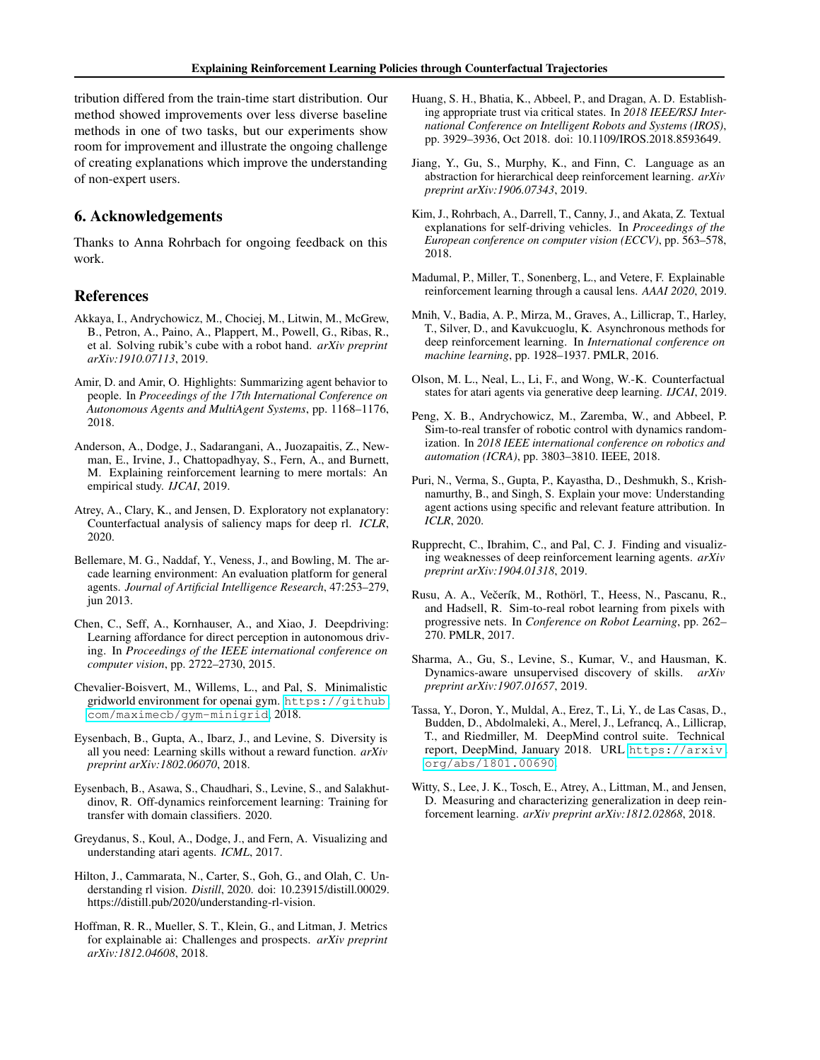tribution differed from the train-time start distribution. Our method showed improvements over less diverse baseline methods in one of two tasks, but our experiments show room for improvement and illustrate the ongoing challenge of creating explanations which improve the understanding of non-expert users.

## 6. Acknowledgements

Thanks to Anna Rohrbach for ongoing feedback on this work.

## References

Akkaya, I., Andrychowicz, M., Chociej, M., Litwin, M., McGrew, B., Petron, A., Paino, A., Plappert, M., Powell, G., Ribas, R., et al. Solving rubik's cube with a robot hand. *arXiv preprint arXiv:1910.07113*, 2019.

Amir, D. and Amir, O. Highlights: Summarizing agent behavior to people. In *Proceedings of the 17th International Conference on Autonomous Agents and MultiAgent Systems*, pp. 1168–1176, 2018.

Anderson, A., Dodge, J., Sadarangani, A., Juozapaitis, Z., Newman, E., Irvine, J., Chattopadhyay, S., Fern, A., and Burnett, M. Explaining reinforcement learning to mere mortals: An empirical study. *IJCAI*, 2019.

Atrey, A., Clary, K., and Jensen, D. Exploratory not explanatory: Counterfactual analysis of saliency maps for deep rl. *ICLR*, 2020.

Bellemare, M. G., Naddaf, Y., Veness, J., and Bowling, M. The arcade learning environment: An evaluation platform for general agents. *Journal of Artificial Intelligence Research*, 47:253–279, jun 2013.

Chen, C., Seff, A., Kornhauser, A., and Xiao, J. Deepdriving: Learning affordance for direct perception in autonomous driving. In *Proceedings of the IEEE international conference on computer vision*, pp. 2722–2730, 2015.

Chevalier-Boisvert, M., Willems, L., and Pal, S. Minimalistic gridworld environment for openai gym. https://github.com/maximecb/gym-minigrid, 2018.

Eysenbach, B., Gupta, A., Ibarz, J., and Levine, S. Diversity is all you need: Learning skills without a reward function. *arXiv preprint arXiv:1802.06070*, 2018.

Eysenbach, B., Asawa, S., Chaudhari, S., Levine, S., and Salakhutdinov, R. Off-dynamics reinforcement learning: Training for transfer with domain classifiers. 2020.

Greydanus, S., Koul, A., Dodge, J., and Fern, A. Visualizing and understanding atari agents. *ICML*, 2017.

Hilton, J., Cammarata, N., Carter, S., Goh, G., and Olah, C. Understanding rl vision. *Distill*, 2020. doi: 10.23915/distill.00029. https://distill.pub/2020/understanding-rl-vision.

Hoffman, R. R., Mueller, S. T., Klein, G., and Litman, J. Metrics for explainable ai: Challenges and prospects. *arXiv preprint arXiv:1812.04608*, 2018.

Huang, S. H., Bhatia, K., Abbeel, P., and Dragan, A. D. Establishing appropriate trust via critical states. In *2018 IEEE/RSJ International Conference on Intelligent Robots and Systems (IROS)*, pp. 3929–3936, Oct 2018. doi: 10.1109/IROS.2018.8593649.

Jiang, Y., Gu, S., Murphy, K., and Finn, C. Language as an abstraction for hierarchical deep reinforcement learning. *arXiv preprint arXiv:1906.07343*, 2019.

Kim, J., Rohrbach, A., Darrell, T., Canny, J., and Akata, Z. Textual explanations for self-driving vehicles. In *Proceedings of the European conference on computer vision (ECCV)*, pp. 563–578, 2018.

Madumal, P., Miller, T., Sonenberg, L., and Vetere, F. Explainable reinforcement learning through a causal lens. *AAAI 2020*, 2019.

Mnih, V., Badia, A. P., Mirza, M., Graves, A., Lillicrap, T., Harley, T., Silver, D., and Kavukcuoglu, K. Asynchronous methods for deep reinforcement learning. In *International conference on machine learning*, pp. 1928–1937. PMLR, 2016.

Olson, M. L., Neal, L., Li, F., and Wong, W.-K. Counterfactual states for atari agents via generative deep learning. *IJCAI*, 2019.

Peng, X. B., Andrychowicz, M., Zaremba, W., and Abbeel, P. Sim-to-real transfer of robotic control with dynamics randomization. In *2018 IEEE international conference on robotics and automation (ICRA)*, pp. 3803–3810. IEEE, 2018.

Puri, N., Verma, S., Gupta, P., Kayastha, D., Deshmukh, S., Krishnamurthy, B., and Singh, S. Explain your move: Understanding agent actions using specific and relevant feature attribution. In *ICLR*, 2020.

Rupprecht, C., Ibrahim, C., and Pal, C. J. Finding and visualizing weaknesses of deep reinforcement learning agents. *arXiv preprint arXiv:1904.01318*, 2019.

Rusu, A. A., Večerík, M., Rothörl, T., Heess, N., Pascanu, R., and Hadsell, R. Sim-to-real robot learning from pixels with progressive nets. In *Conference on Robot Learning*, pp. 262–270. PMLR, 2017.

Sharma, A., Gu, S., Levine, S., Kumar, V., and Hausman, K. Dynamics-aware unsupervised discovery of skills. *arXiv preprint arXiv:1907.01657*, 2019.

Tassa, Y., Doron, Y., Muldal, A., Erez, T., Li, Y., de Las Casas, D., Budden, D., Abdolmaleki, A., Merel, J., Lefrancq, A., Lillicrap, T., and Riedmiller, M. DeepMind control suite. Technical report, DeepMind, January 2018. URL https://arxiv.org/abs/1801.00690.

Witty, S., Lee, J. K., Tosch, E., Atrey, A., Littman, M., and Jensen, D. Measuring and characterizing generalization in deep reinforcement learning. *arXiv preprint arXiv:1812.02868*, 2018.